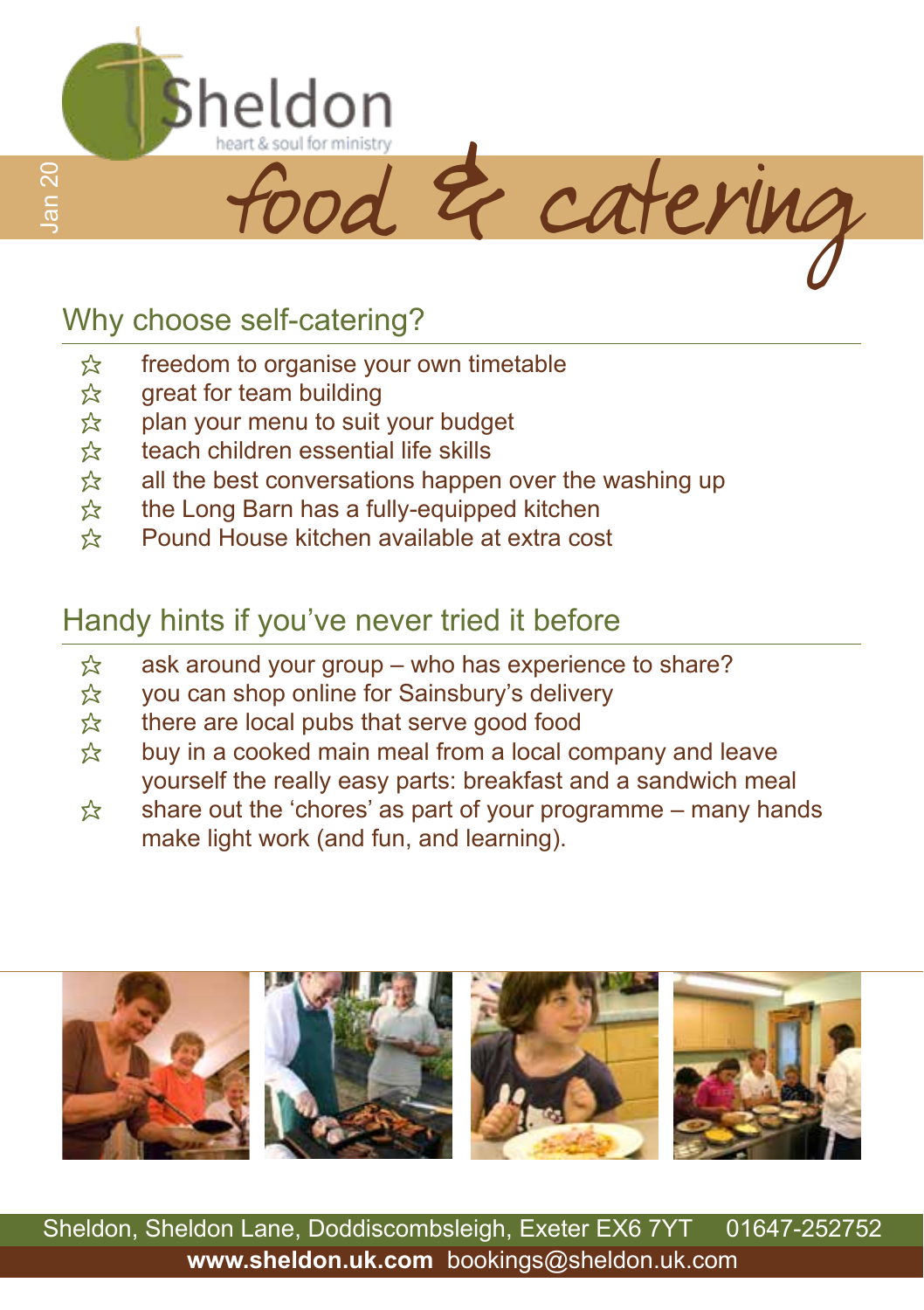Sheldon

heart & soul for ministry

Jan 20

# food & catering

## Why choose self-catering?

- freedom to organise your own timetable
- great for team building
- plan your menu to suit your budget
- teach children essential life skills
- all the best conversations happen over the washing up
- the Long Barn has a fully-equipped kitchen
- Pound House kitchen available at extra cost

## Handy hints if you've never tried it before

- ask around your group – who has experience to share?
- you can shop online for Sainsbury's delivery
- there are local pubs that serve good food
- buy in a cooked main meal from a local company and leave yourself the really easy parts: breakfast and a sandwich meal
- share out the 'chores' as part of your programme – many hands make light work (and fun, and learning).

Sheldon, Sheldon Lane, Doddiscombsleigh, Exeter EX6 7YT 01647-252752

**www.sheldon.uk.com** bookings@sheldon.uk.com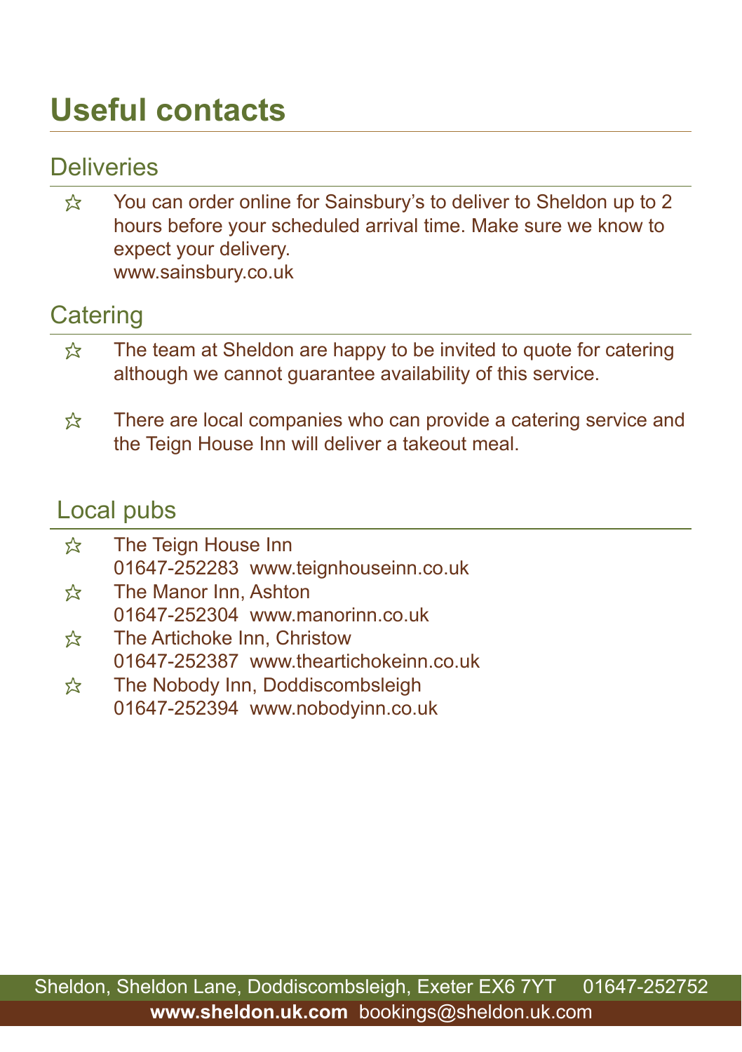# Useful contacts

## Deliveries

- You can order online for Sainsbury's to deliver to Sheldon up to 2 hours before your scheduled arrival time. Make sure we know to expect your delivery.
  www.sainsbury.co.uk

## Catering

- The team at Sheldon are happy to be invited to quote for catering although we cannot guarantee availability of this service.

- There are local companies who can provide a catering service and the Teign House Inn will deliver a takeout meal.

## Local pubs

- The Teign House Inn
  01647-252283 www.teignhouseinn.co.uk
- The Manor Inn, Ashton
  01647-252304 www.manorinn.co.uk
- The Artichoke Inn, Christow
  01647-252387 www.theartichokeinn.co.uk
- The Nobody Inn, Doddiscombsleigh
  01647-252394 www.nobodyinn.co.uk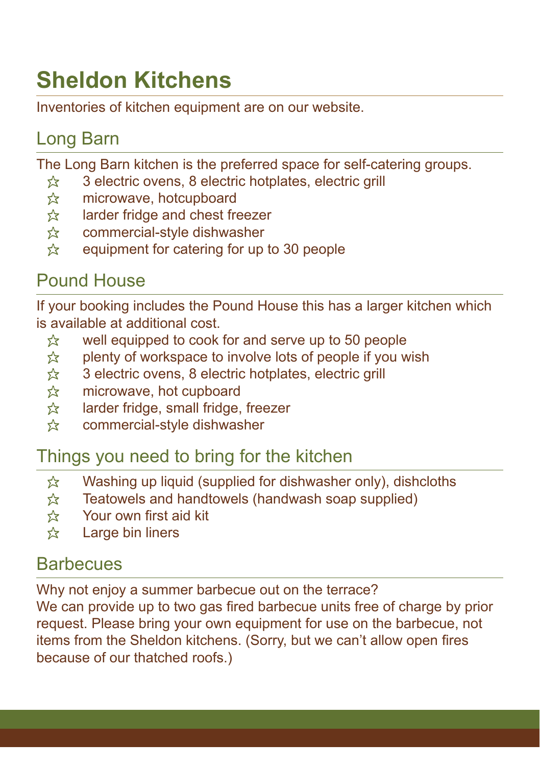# Sheldon Kitchens

Inventories of kitchen equipment are on our website.

## Long Barn

The Long Barn kitchen is the preferred space for self-catering groups.

- 3 electric ovens, 8 electric hotplates, electric grill
- microwave, hotcupboard
- larder fridge and chest freezer
- commercial-style dishwasher
- equipment for catering for up to 30 people

## Pound House

If your booking includes the Pound House this has a larger kitchen which is available at additional cost.

- well equipped to cook for and serve up to 50 people
- plenty of workspace to involve lots of people if you wish
- 3 electric ovens, 8 electric hotplates, electric grill
- microwave, hot cupboard
- larder fridge, small fridge, freezer
- commercial-style dishwasher

## Things you need to bring for the kitchen

- Washing up liquid (supplied for dishwasher only), dishcloths
- Teatowels and handtowels (handwash soap supplied)
- Your own first aid kit
- Large bin liners

## Barbecues

Why not enjoy a summer barbecue out on the terrace?
We can provide up to two gas fired barbecue units free of charge by prior request. Please bring your own equipment for use on the barbecue, not items from the Sheldon kitchens. (Sorry, but we can't allow open fires because of our thatched roofs.)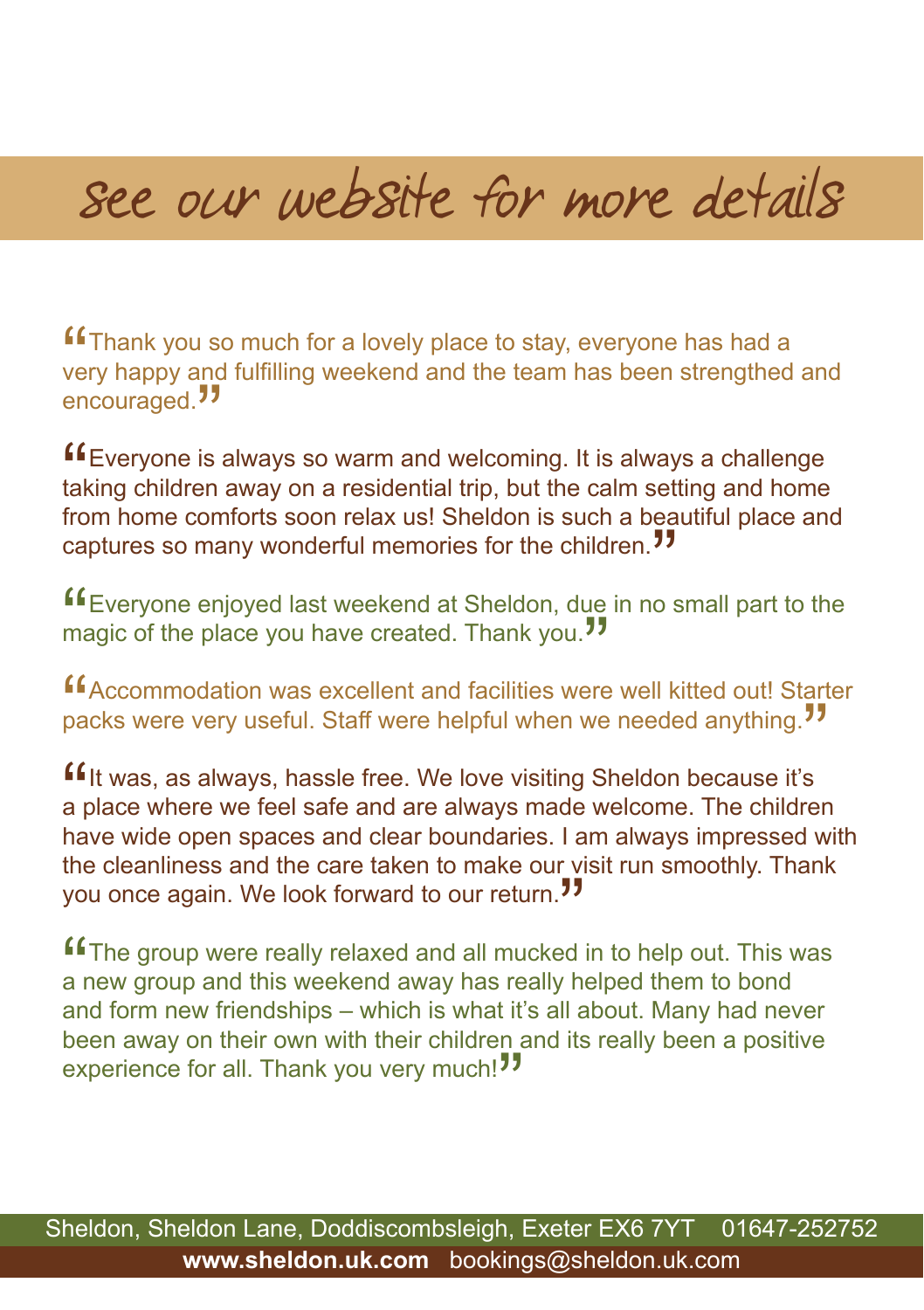# see our website for more details

"Thank you so much for a lovely place to stay, everyone has had a very happy and fulfilling weekend and the team has been strengthed and encouraged."

"Everyone is always so warm and welcoming. It is always a challenge taking children away on a residential trip, but the calm setting and home from home comforts soon relax us! Sheldon is such a beautiful place and captures so many wonderful memories for the children."

"Everyone enjoyed last weekend at Sheldon, due in no small part to the magic of the place you have created. Thank you."

"Accommodation was excellent and facilities were well kitted out! Starter packs were very useful. Staff were helpful when we needed anything."

"It was, as always, hassle free. We love visiting Sheldon because it's a place where we feel safe and are always made welcome. The children have wide open spaces and clear boundaries. I am always impressed with the cleanliness and the care taken to make our visit run smoothly. Thank you once again. We look forward to our return."

"The group were really relaxed and all mucked in to help out. This was a new group and this weekend away has really helped them to bond and form new friendships – which is what it's all about. Many had never been away on their own with their children and its really been a positive experience for all. Thank you very much!"

Sheldon, Sheldon Lane, Doddiscombsleigh, Exeter EX6 7YT 01647-252752

**www.sheldon.uk.com** bookings@sheldon.uk.com